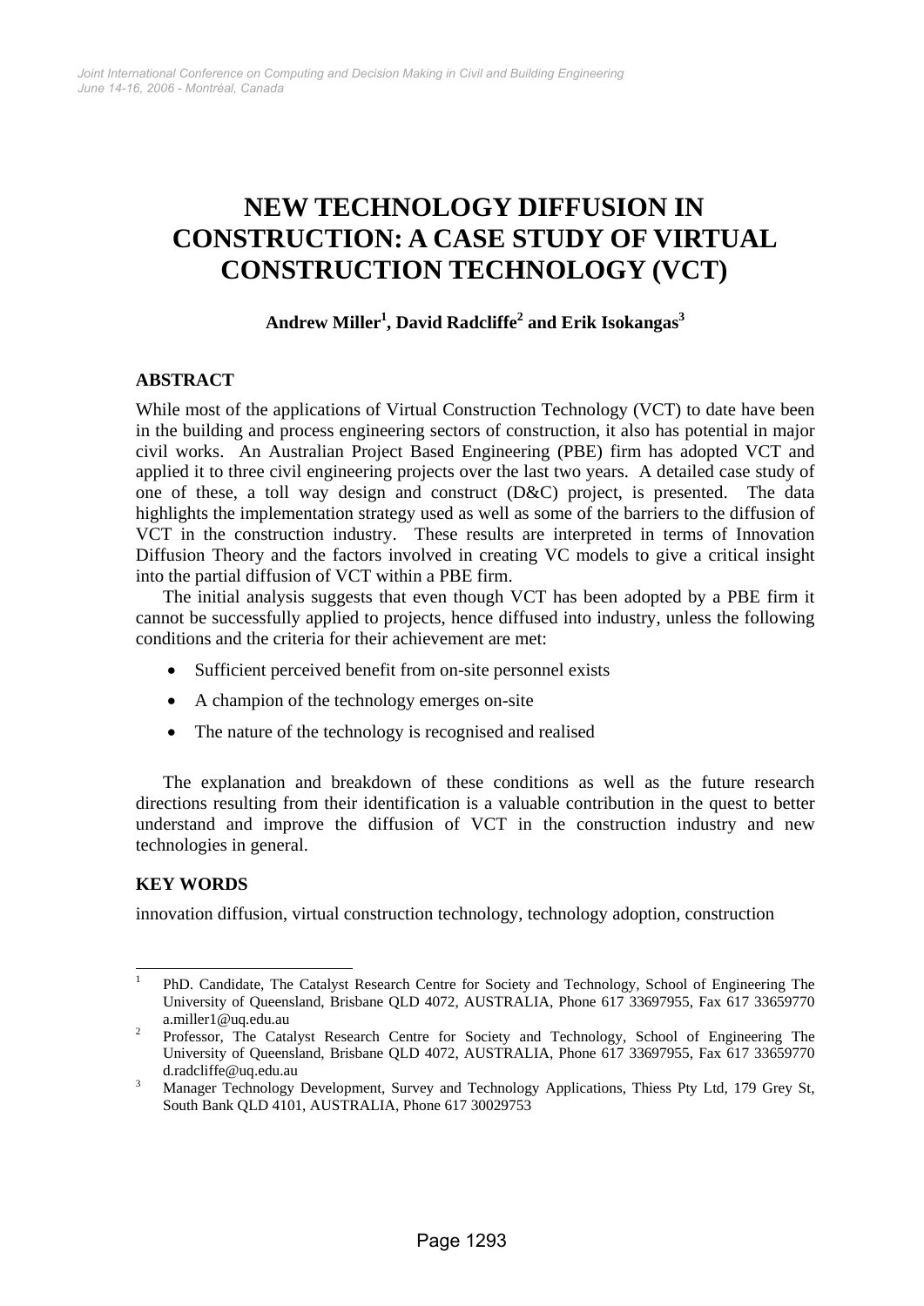# NEW TECHNOLOGY DIFFUSION IN CONSTRUCTION: A CASE STUDY OF VIRTUAL CONSTRUCTION TECHNOLOGY (VCT)

**Andrew Miller[1], David Radcliffe[2] and Erik Isokangas[3]**

## ABSTRACT

While most of the applications of Virtual Construction Technology (VCT) to date have been in the building and process engineering sectors of construction, it also has potential in major civil works. An Australian Project Based Engineering (PBE) firm has adopted VCT and applied it to three civil engineering projects over the last two years. A detailed case study of one of these, a toll way design and construct (D&C) project, is presented. The data highlights the implementation strategy used as well as some of the barriers to the diffusion of VCT in the construction industry. These results are interpreted in terms of Innovation Diffusion Theory and the factors involved in creating VC models to give a critical insight into the partial diffusion of VCT within a PBE firm.

The initial analysis suggests that even though VCT has been adopted by a PBE firm it cannot be successfully applied to projects, hence diffused into industry, unless the following conditions and the criteria for their achievement are met:

- Sufficient perceived benefit from on-site personnel exists
- A champion of the technology emerges on-site
- The nature of the technology is recognised and realised

The explanation and breakdown of these conditions as well as the future research directions resulting from their identification is a valuable contribution in the quest to better understand and improve the diffusion of VCT in the construction industry and new technologies in general.

## KEY WORDS

innovation diffusion, virtual construction technology, technology adoption, construction

---

[1] PhD. Candidate, The Catalyst Research Centre for Society and Technology, School of Engineering The University of Queensland, Brisbane QLD 4072, AUSTRALIA, Phone 617 33697955, Fax 617 33659770 a.miller1@uq.edu.au

[2] Professor, The Catalyst Research Centre for Society and Technology, School of Engineering The University of Queensland, Brisbane QLD 4072, AUSTRALIA, Phone 617 33697955, Fax 617 33659770 d.radcliffe@uq.edu.au

[3] Manager Technology Development, Survey and Technology Applications, Thiess Pty Ltd, 179 Grey St, South Bank QLD 4101, AUSTRALIA, Phone 617 30029753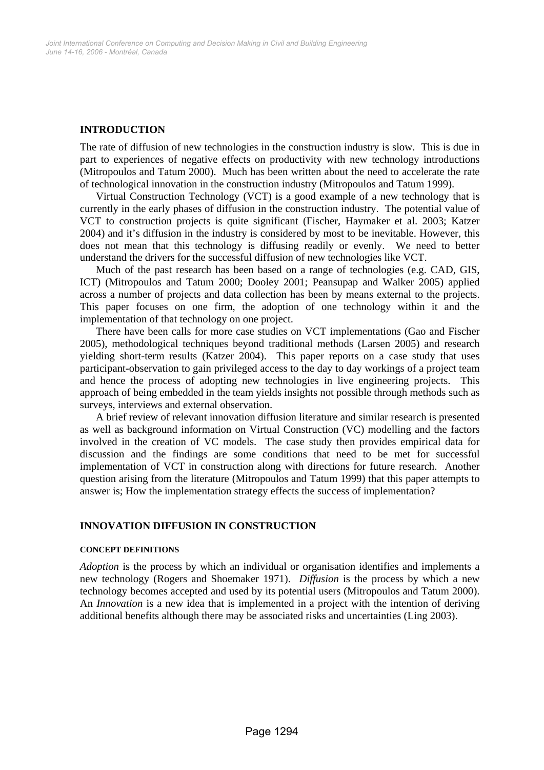## INTRODUCTION

The rate of diffusion of new technologies in the construction industry is slow. This is due in part to experiences of negative effects on productivity with new technology introductions (Mitropoulos and Tatum 2000). Much has been written about the need to accelerate the rate of technological innovation in the construction industry (Mitropoulos and Tatum 1999).

Virtual Construction Technology (VCT) is a good example of a new technology that is currently in the early phases of diffusion in the construction industry. The potential value of VCT to construction projects is quite significant (Fischer, Haymaker et al. 2003; Katzer 2004) and it's diffusion in the industry is considered by most to be inevitable. However, this does not mean that this technology is diffusing readily or evenly. We need to better understand the drivers for the successful diffusion of new technologies like VCT.

Much of the past research has been based on a range of technologies (e.g. CAD, GIS, ICT) (Mitropoulos and Tatum 2000; Dooley 2001; Peansupap and Walker 2005) applied across a number of projects and data collection has been by means external to the projects. This paper focuses on one firm, the adoption of one technology within it and the implementation of that technology on one project.

There have been calls for more case studies on VCT implementations (Gao and Fischer 2005), methodological techniques beyond traditional methods (Larsen 2005) and research yielding short-term results (Katzer 2004). This paper reports on a case study that uses participant-observation to gain privileged access to the day to day workings of a project team and hence the process of adopting new technologies in live engineering projects. This approach of being embedded in the team yields insights not possible through methods such as surveys, interviews and external observation.

A brief review of relevant innovation diffusion literature and similar research is presented as well as background information on Virtual Construction (VC) modelling and the factors involved in the creation of VC models. The case study then provides empirical data for discussion and the findings are some conditions that need to be met for successful implementation of VCT in construction along with directions for future research. Another question arising from the literature (Mitropoulos and Tatum 1999) that this paper attempts to answer is; How the implementation strategy effects the success of implementation?

## INNOVATION DIFFUSION IN CONSTRUCTION

### CONCEPT DEFINITIONS

*Adoption* is the process by which an individual or organisation identifies and implements a new technology (Rogers and Shoemaker 1971). *Diffusion* is the process by which a new technology becomes accepted and used by its potential users (Mitropoulos and Tatum 2000). An *Innovation* is a new idea that is implemented in a project with the intention of deriving additional benefits although there may be associated risks and uncertainties (Ling 2003).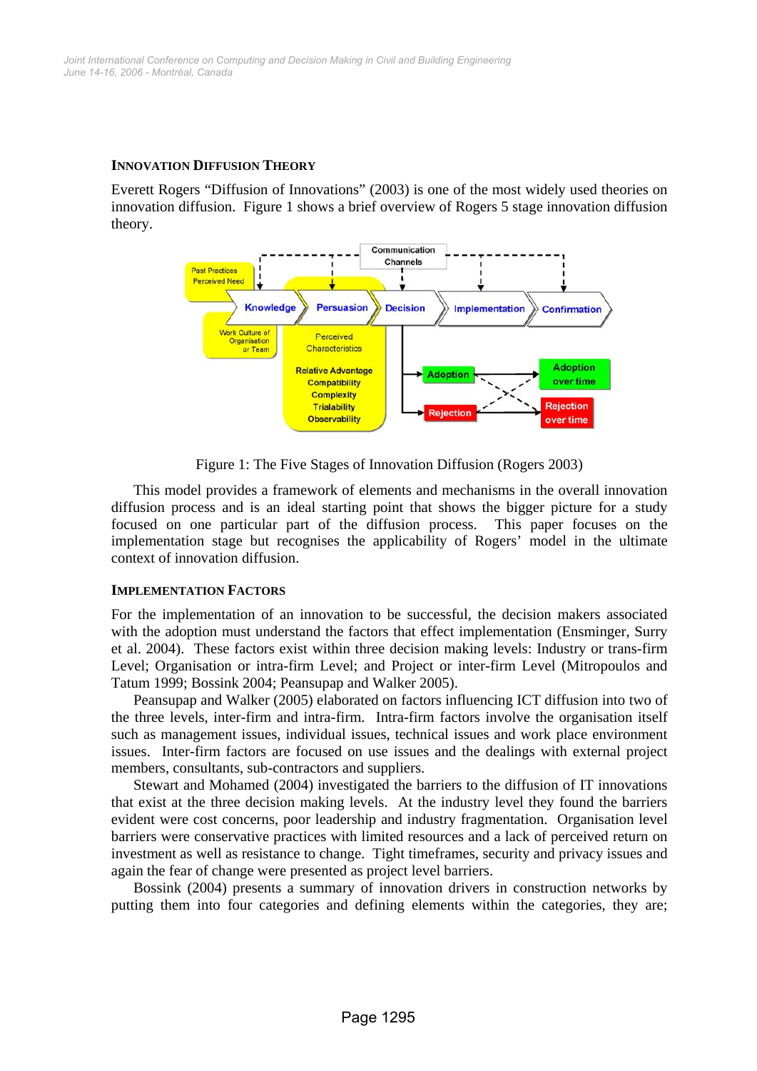## INNOVATION DIFFUSION THEORY

Everett Rogers "Diffusion of Innovations" (2003) is one of the most widely used theories on innovation diffusion. Figure 1 shows a brief overview of Rogers 5 stage innovation diffusion theory.

Figure 1: The Five Stages of Innovation Diffusion (Rogers 2003)

This model provides a framework of elements and mechanisms in the overall innovation diffusion process and is an ideal starting point that shows the bigger picture for a study focused on one particular part of the diffusion process. This paper focuses on the implementation stage but recognises the applicability of Rogers' model in the ultimate context of innovation diffusion.

## IMPLEMENTATION FACTORS

For the implementation of an innovation to be successful, the decision makers associated with the adoption must understand the factors that effect implementation (Ensminger, Surry et al. 2004). These factors exist within three decision making levels: Industry or trans-firm Level; Organisation or intra-firm Level; and Project or inter-firm Level (Mitropoulos and Tatum 1999; Bossink 2004; Peansupap and Walker 2005).

Peansupap and Walker (2005) elaborated on factors influencing ICT diffusion into two of the three levels, inter-firm and intra-firm. Intra-firm factors involve the organisation itself such as management issues, individual issues, technical issues and work place environment issues. Inter-firm factors are focused on use issues and the dealings with external project members, consultants, sub-contractors and suppliers.

Stewart and Mohamed (2004) investigated the barriers to the diffusion of IT innovations that exist at the three decision making levels. At the industry level they found the barriers evident were cost concerns, poor leadership and industry fragmentation. Organisation level barriers were conservative practices with limited resources and a lack of perceived return on investment as well as resistance to change. Tight timeframes, security and privacy issues and again the fear of change were presented as project level barriers.

Bossink (2004) presents a summary of innovation drivers in construction networks by putting them into four categories and defining elements within the categories, they are;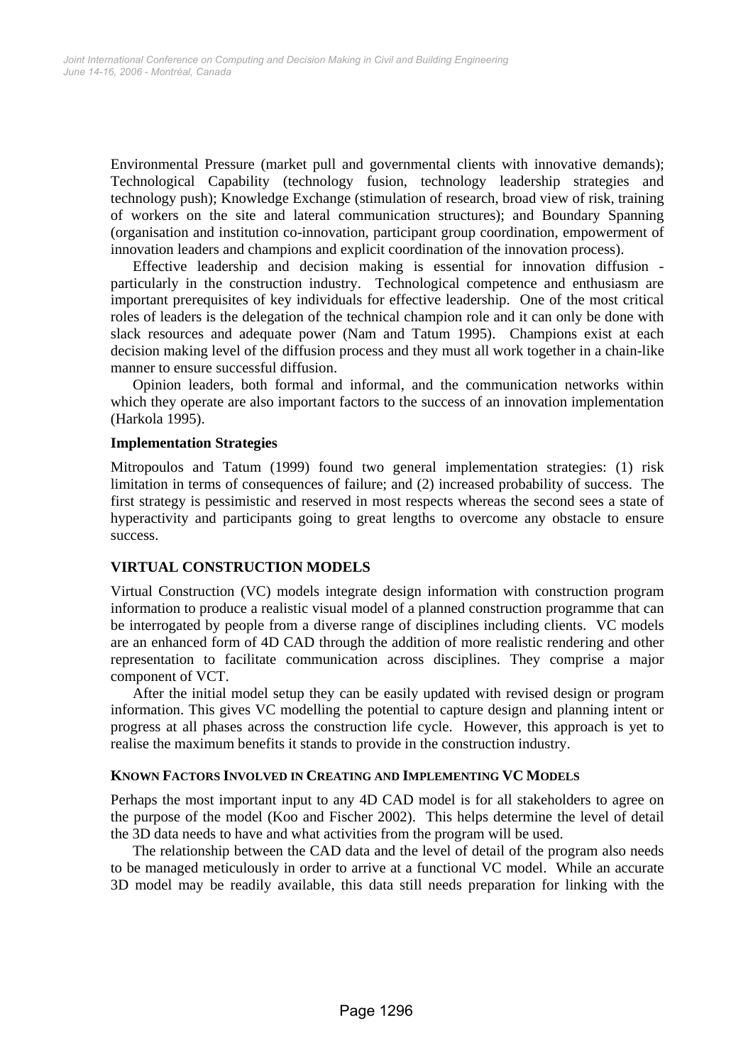Environmental Pressure (market pull and governmental clients with innovative demands); Technological Capability (technology fusion, technology leadership strategies and technology push); Knowledge Exchange (stimulation of research, broad view of risk, training of workers on the site and lateral communication structures); and Boundary Spanning (organisation and institution co-innovation, participant group coordination, empowerment of innovation leaders and champions and explicit coordination of the innovation process).

Effective leadership and decision making is essential for innovation diffusion - particularly in the construction industry. Technological competence and enthusiasm are important prerequisites of key individuals for effective leadership. One of the most critical roles of leaders is the delegation of the technical champion role and it can only be done with slack resources and adequate power (Nam and Tatum 1995). Champions exist at each decision making level of the diffusion process and they must all work together in a chain-like manner to ensure successful diffusion.

Opinion leaders, both formal and informal, and the communication networks within which they operate are also important factors to the success of an innovation implementation (Harkola 1995).

### Implementation Strategies

Mitropoulos and Tatum (1999) found two general implementation strategies: (1) risk limitation in terms of consequences of failure; and (2) increased probability of success. The first strategy is pessimistic and reserved in most respects whereas the second sees a state of hyperactivity and participants going to great lengths to overcome any obstacle to ensure success.

## VIRTUAL CONSTRUCTION MODELS

Virtual Construction (VC) models integrate design information with construction program information to produce a realistic visual model of a planned construction programme that can be interrogated by people from a diverse range of disciplines including clients. VC models are an enhanced form of 4D CAD through the addition of more realistic rendering and other representation to facilitate communication across disciplines. They comprise a major component of VCT.

After the initial model setup they can be easily updated with revised design or program information. This gives VC modelling the potential to capture design and planning intent or progress at all phases across the construction life cycle. However, this approach is yet to realise the maximum benefits it stands to provide in the construction industry.

### KNOWN FACTORS INVOLVED IN CREATING AND IMPLEMENTING VC MODELS

Perhaps the most important input to any 4D CAD model is for all stakeholders to agree on the purpose of the model (Koo and Fischer 2002). This helps determine the level of detail the 3D data needs to have and what activities from the program will be used.

The relationship between the CAD data and the level of detail of the program also needs to be managed meticulously in order to arrive at a functional VC model. While an accurate 3D model may be readily available, this data still needs preparation for linking with the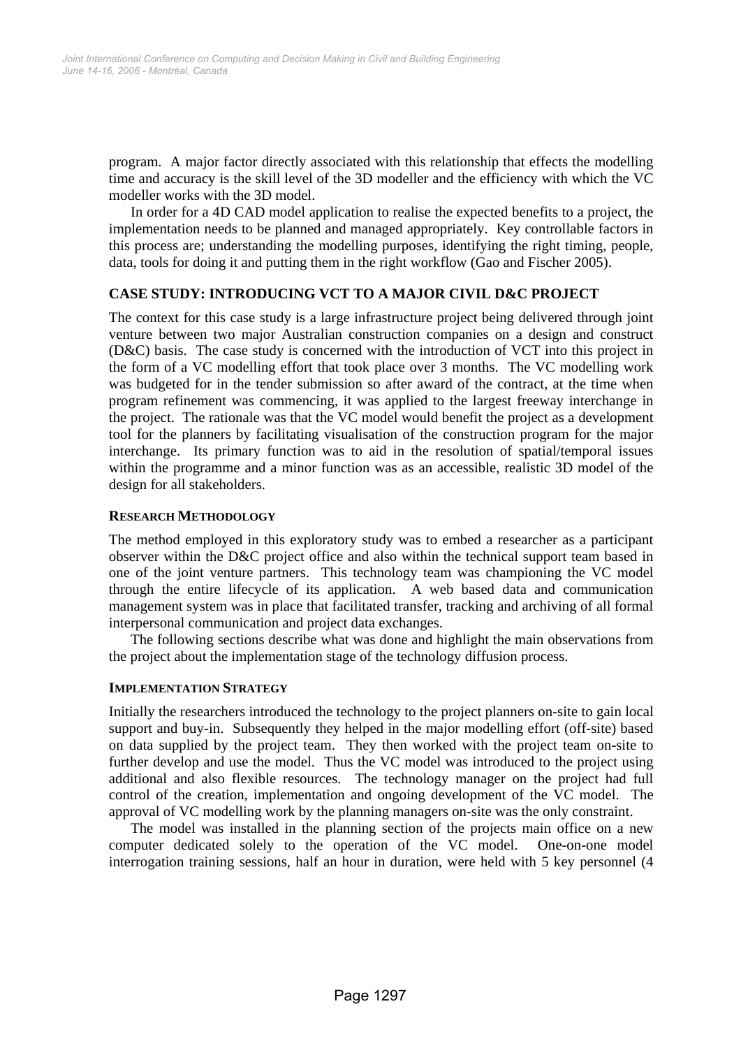program. A major factor directly associated with this relationship that effects the modelling time and accuracy is the skill level of the 3D modeller and the efficiency with which the VC modeller works with the 3D model.

In order for a 4D CAD model application to realise the expected benefits to a project, the implementation needs to be planned and managed appropriately. Key controllable factors in this process are; understanding the modelling purposes, identifying the right timing, people, data, tools for doing it and putting them in the right workflow (Gao and Fischer 2005).

## CASE STUDY: INTRODUCING VCT TO A MAJOR CIVIL D&C PROJECT

The context for this case study is a large infrastructure project being delivered through joint venture between two major Australian construction companies on a design and construct (D&C) basis. The case study is concerned with the introduction of VCT into this project in the form of a VC modelling effort that took place over 3 months. The VC modelling work was budgeted for in the tender submission so after award of the contract, at the time when program refinement was commencing, it was applied to the largest freeway interchange in the project. The rationale was that the VC model would benefit the project as a development tool for the planners by facilitating visualisation of the construction program for the major interchange. Its primary function was to aid in the resolution of spatial/temporal issues within the programme and a minor function was as an accessible, realistic 3D model of the design for all stakeholders.

### RESEARCH METHODOLOGY

The method employed in this exploratory study was to embed a researcher as a participant observer within the D&C project office and also within the technical support team based in one of the joint venture partners. This technology team was championing the VC model through the entire lifecycle of its application. A web based data and communication management system was in place that facilitated transfer, tracking and archiving of all formal interpersonal communication and project data exchanges.

The following sections describe what was done and highlight the main observations from the project about the implementation stage of the technology diffusion process.

### IMPLEMENTATION STRATEGY

Initially the researchers introduced the technology to the project planners on-site to gain local support and buy-in. Subsequently they helped in the major modelling effort (off-site) based on data supplied by the project team. They then worked with the project team on-site to further develop and use the model. Thus the VC model was introduced to the project using additional and also flexible resources. The technology manager on the project had full control of the creation, implementation and ongoing development of the VC model. The approval of VC modelling work by the planning managers on-site was the only constraint.

The model was installed in the planning section of the projects main office on a new computer dedicated solely to the operation of the VC model. One-on-one model interrogation training sessions, half an hour in duration, were held with 5 key personnel (4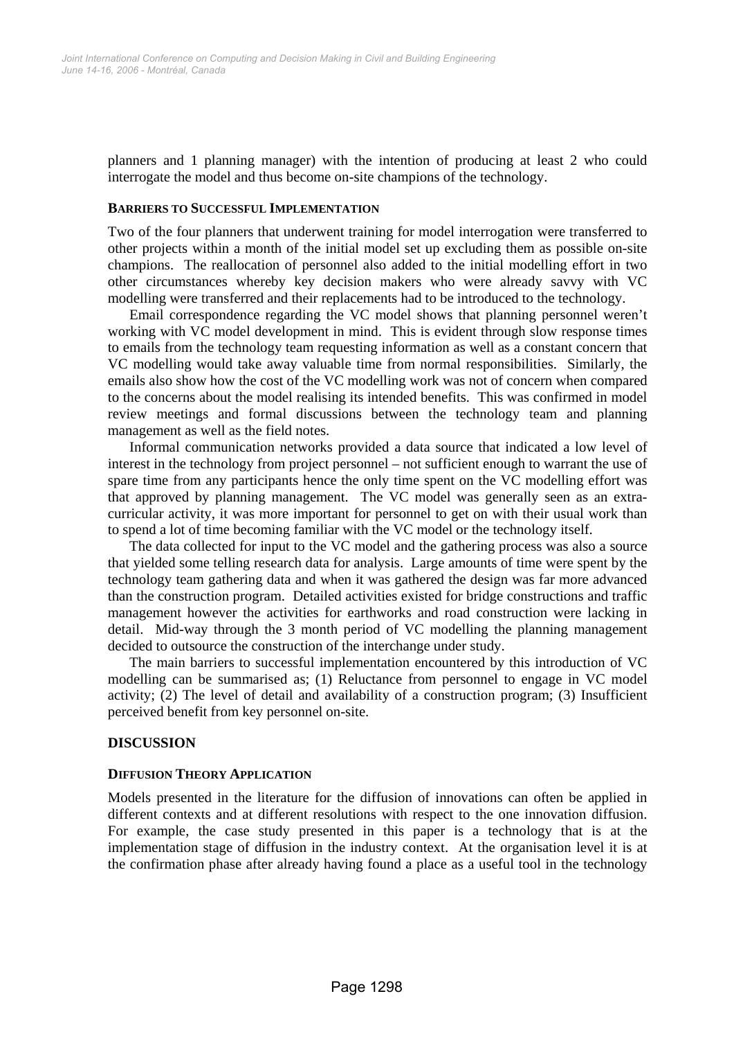planners and 1 planning manager) with the intention of producing at least 2 who could interrogate the model and thus become on-site champions of the technology.

### BARRIERS TO SUCCESSFUL IMPLEMENTATION

Two of the four planners that underwent training for model interrogation were transferred to other projects within a month of the initial model set up excluding them as possible on-site champions. The reallocation of personnel also added to the initial modelling effort in two other circumstances whereby key decision makers who were already savvy with VC modelling were transferred and their replacements had to be introduced to the technology.

Email correspondence regarding the VC model shows that planning personnel weren't working with VC model development in mind. This is evident through slow response times to emails from the technology team requesting information as well as a constant concern that VC modelling would take away valuable time from normal responsibilities. Similarly, the emails also show how the cost of the VC modelling work was not of concern when compared to the concerns about the model realising its intended benefits. This was confirmed in model review meetings and formal discussions between the technology team and planning management as well as the field notes.

Informal communication networks provided a data source that indicated a low level of interest in the technology from project personnel – not sufficient enough to warrant the use of spare time from any participants hence the only time spent on the VC modelling effort was that approved by planning management. The VC model was generally seen as an extra-curricular activity, it was more important for personnel to get on with their usual work than to spend a lot of time becoming familiar with the VC model or the technology itself.

The data collected for input to the VC model and the gathering process was also a source that yielded some telling research data for analysis. Large amounts of time were spent by the technology team gathering data and when it was gathered the design was far more advanced than the construction program. Detailed activities existed for bridge constructions and traffic management however the activities for earthworks and road construction were lacking in detail. Mid-way through the 3 month period of VC modelling the planning management decided to outsource the construction of the interchange under study.

The main barriers to successful implementation encountered by this introduction of VC modelling can be summarised as; (1) Reluctance from personnel to engage in VC model activity; (2) The level of detail and availability of a construction program; (3) Insufficient perceived benefit from key personnel on-site.

## DISCUSSION

### DIFFUSION THEORY APPLICATION

Models presented in the literature for the diffusion of innovations can often be applied in different contexts and at different resolutions with respect to the one innovation diffusion. For example, the case study presented in this paper is a technology that is at the implementation stage of diffusion in the industry context. At the organisation level it is at the confirmation phase after already having found a place as a useful tool in the technology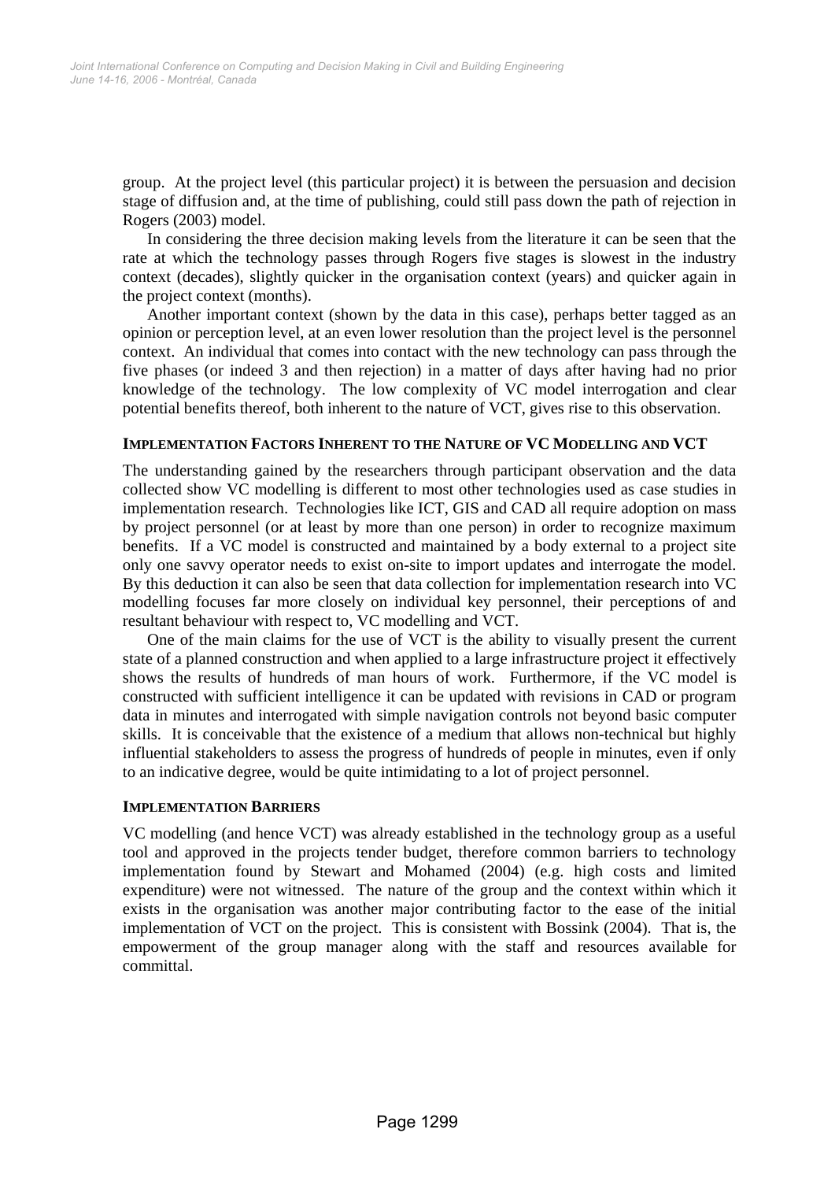group. At the project level (this particular project) it is between the persuasion and decision stage of diffusion and, at the time of publishing, could still pass down the path of rejection in Rogers (2003) model.

In considering the three decision making levels from the literature it can be seen that the rate at which the technology passes through Rogers five stages is slowest in the industry context (decades), slightly quicker in the organisation context (years) and quicker again in the project context (months).

Another important context (shown by the data in this case), perhaps better tagged as an opinion or perception level, at an even lower resolution than the project level is the personnel context. An individual that comes into contact with the new technology can pass through the five phases (or indeed 3 and then rejection) in a matter of days after having had no prior knowledge of the technology. The low complexity of VC model interrogation and clear potential benefits thereof, both inherent to the nature of VCT, gives rise to this observation.

### IMPLEMENTATION FACTORS INHERENT TO THE NATURE OF VC MODELLING AND VCT

The understanding gained by the researchers through participant observation and the data collected show VC modelling is different to most other technologies used as case studies in implementation research. Technologies like ICT, GIS and CAD all require adoption on mass by project personnel (or at least by more than one person) in order to recognize maximum benefits. If a VC model is constructed and maintained by a body external to a project site only one savvy operator needs to exist on-site to import updates and interrogate the model. By this deduction it can also be seen that data collection for implementation research into VC modelling focuses far more closely on individual key personnel, their perceptions of and resultant behaviour with respect to, VC modelling and VCT.

One of the main claims for the use of VCT is the ability to visually present the current state of a planned construction and when applied to a large infrastructure project it effectively shows the results of hundreds of man hours of work. Furthermore, if the VC model is constructed with sufficient intelligence it can be updated with revisions in CAD or program data in minutes and interrogated with simple navigation controls not beyond basic computer skills. It is conceivable that the existence of a medium that allows non-technical but highly influential stakeholders to assess the progress of hundreds of people in minutes, even if only to an indicative degree, would be quite intimidating to a lot of project personnel.

### IMPLEMENTATION BARRIERS

VC modelling (and hence VCT) was already established in the technology group as a useful tool and approved in the projects tender budget, therefore common barriers to technology implementation found by Stewart and Mohamed (2004) (e.g. high costs and limited expenditure) were not witnessed. The nature of the group and the context within which it exists in the organisation was another major contributing factor to the ease of the initial implementation of VCT on the project. This is consistent with Bossink (2004). That is, the empowerment of the group manager along with the staff and resources available for committal.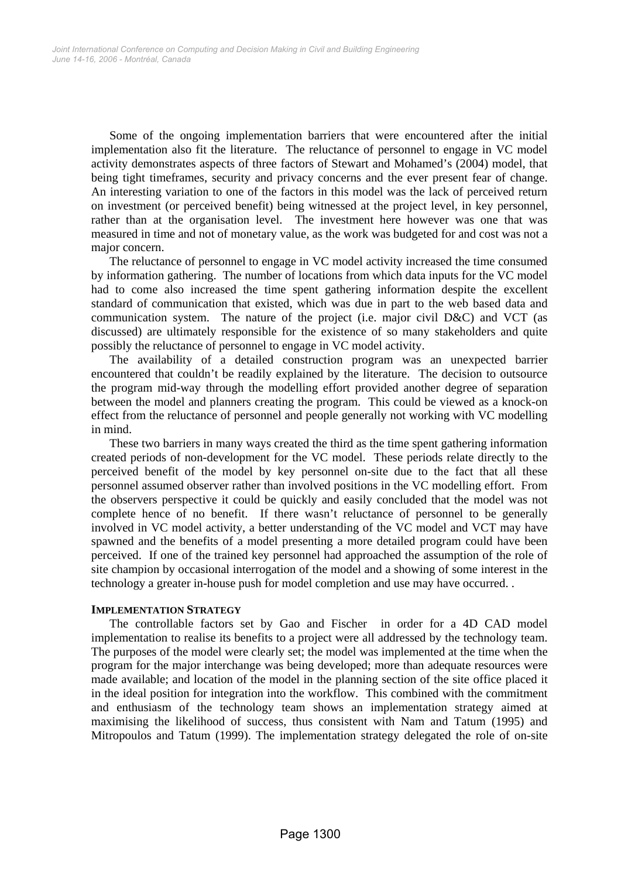Some of the ongoing implementation barriers that were encountered after the initial implementation also fit the literature. The reluctance of personnel to engage in VC model activity demonstrates aspects of three factors of Stewart and Mohamed's (2004) model, that being tight timeframes, security and privacy concerns and the ever present fear of change. An interesting variation to one of the factors in this model was the lack of perceived return on investment (or perceived benefit) being witnessed at the project level, in key personnel, rather than at the organisation level. The investment here however was one that was measured in time and not of monetary value, as the work was budgeted for and cost was not a major concern.

The reluctance of personnel to engage in VC model activity increased the time consumed by information gathering. The number of locations from which data inputs for the VC model had to come also increased the time spent gathering information despite the excellent standard of communication that existed, which was due in part to the web based data and communication system. The nature of the project (i.e. major civil D&C) and VCT (as discussed) are ultimately responsible for the existence of so many stakeholders and quite possibly the reluctance of personnel to engage in VC model activity.

The availability of a detailed construction program was an unexpected barrier encountered that couldn't be readily explained by the literature. The decision to outsource the program mid-way through the modelling effort provided another degree of separation between the model and planners creating the program. This could be viewed as a knock-on effect from the reluctance of personnel and people generally not working with VC modelling in mind.

These two barriers in many ways created the third as the time spent gathering information created periods of non-development for the VC model. These periods relate directly to the perceived benefit of the model by key personnel on-site due to the fact that all these personnel assumed observer rather than involved positions in the VC modelling effort. From the observers perspective it could be quickly and easily concluded that the model was not complete hence of no benefit. If there wasn't reluctance of personnel to be generally involved in VC model activity, a better understanding of the VC model and VCT may have spawned and the benefits of a model presenting a more detailed program could have been perceived. If one of the trained key personnel had approached the assumption of the role of site champion by occasional interrogation of the model and a showing of some interest in the technology a greater in-house push for model completion and use may have occurred. .

### IMPLEMENTATION STRATEGY

The controllable factors set by Gao and Fischer in order for a 4D CAD model implementation to realise its benefits to a project were all addressed by the technology team. The purposes of the model were clearly set; the model was implemented at the time when the program for the major interchange was being developed; more than adequate resources were made available; and location of the model in the planning section of the site office placed it in the ideal position for integration into the workflow. This combined with the commitment and enthusiasm of the technology team shows an implementation strategy aimed at maximising the likelihood of success, thus consistent with Nam and Tatum (1995) and Mitropoulos and Tatum (1999). The implementation strategy delegated the role of on-site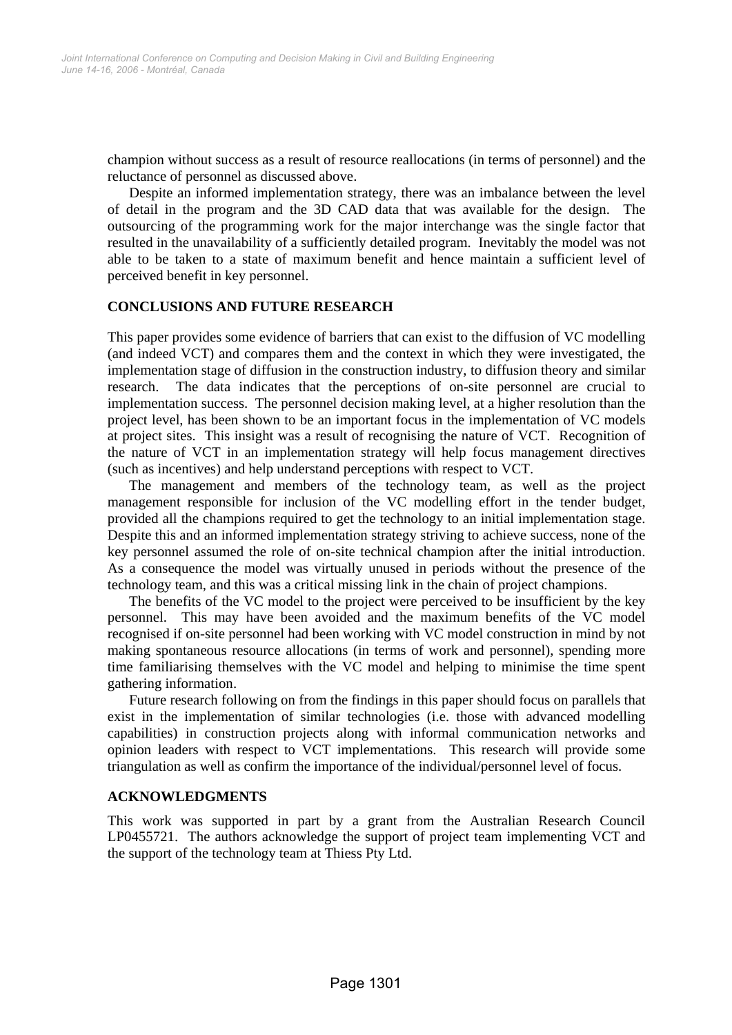champion without success as a result of resource reallocations (in terms of personnel) and the reluctance of personnel as discussed above.

Despite an informed implementation strategy, there was an imbalance between the level of detail in the program and the 3D CAD data that was available for the design. The outsourcing of the programming work for the major interchange was the single factor that resulted in the unavailability of a sufficiently detailed program. Inevitably the model was not able to be taken to a state of maximum benefit and hence maintain a sufficient level of perceived benefit in key personnel.

## CONCLUSIONS AND FUTURE RESEARCH

This paper provides some evidence of barriers that can exist to the diffusion of VC modelling (and indeed VCT) and compares them and the context in which they were investigated, the implementation stage of diffusion in the construction industry, to diffusion theory and similar research. The data indicates that the perceptions of on-site personnel are crucial to implementation success. The personnel decision making level, at a higher resolution than the project level, has been shown to be an important focus in the implementation of VC models at project sites. This insight was a result of recognising the nature of VCT. Recognition of the nature of VCT in an implementation strategy will help focus management directives (such as incentives) and help understand perceptions with respect to VCT.

The management and members of the technology team, as well as the project management responsible for inclusion of the VC modelling effort in the tender budget, provided all the champions required to get the technology to an initial implementation stage. Despite this and an informed implementation strategy striving to achieve success, none of the key personnel assumed the role of on-site technical champion after the initial introduction. As a consequence the model was virtually unused in periods without the presence of the technology team, and this was a critical missing link in the chain of project champions.

The benefits of the VC model to the project were perceived to be insufficient by the key personnel. This may have been avoided and the maximum benefits of the VC model recognised if on-site personnel had been working with VC model construction in mind by not making spontaneous resource allocations (in terms of work and personnel), spending more time familiarising themselves with the VC model and helping to minimise the time spent gathering information.

Future research following on from the findings in this paper should focus on parallels that exist in the implementation of similar technologies (i.e. those with advanced modelling capabilities) in construction projects along with informal communication networks and opinion leaders with respect to VCT implementations. This research will provide some triangulation as well as confirm the importance of the individual/personnel level of focus.

## ACKNOWLEDGMENTS

This work was supported in part by a grant from the Australian Research Council LP0455721. The authors acknowledge the support of project team implementing VCT and the support of the technology team at Thiess Pty Ltd.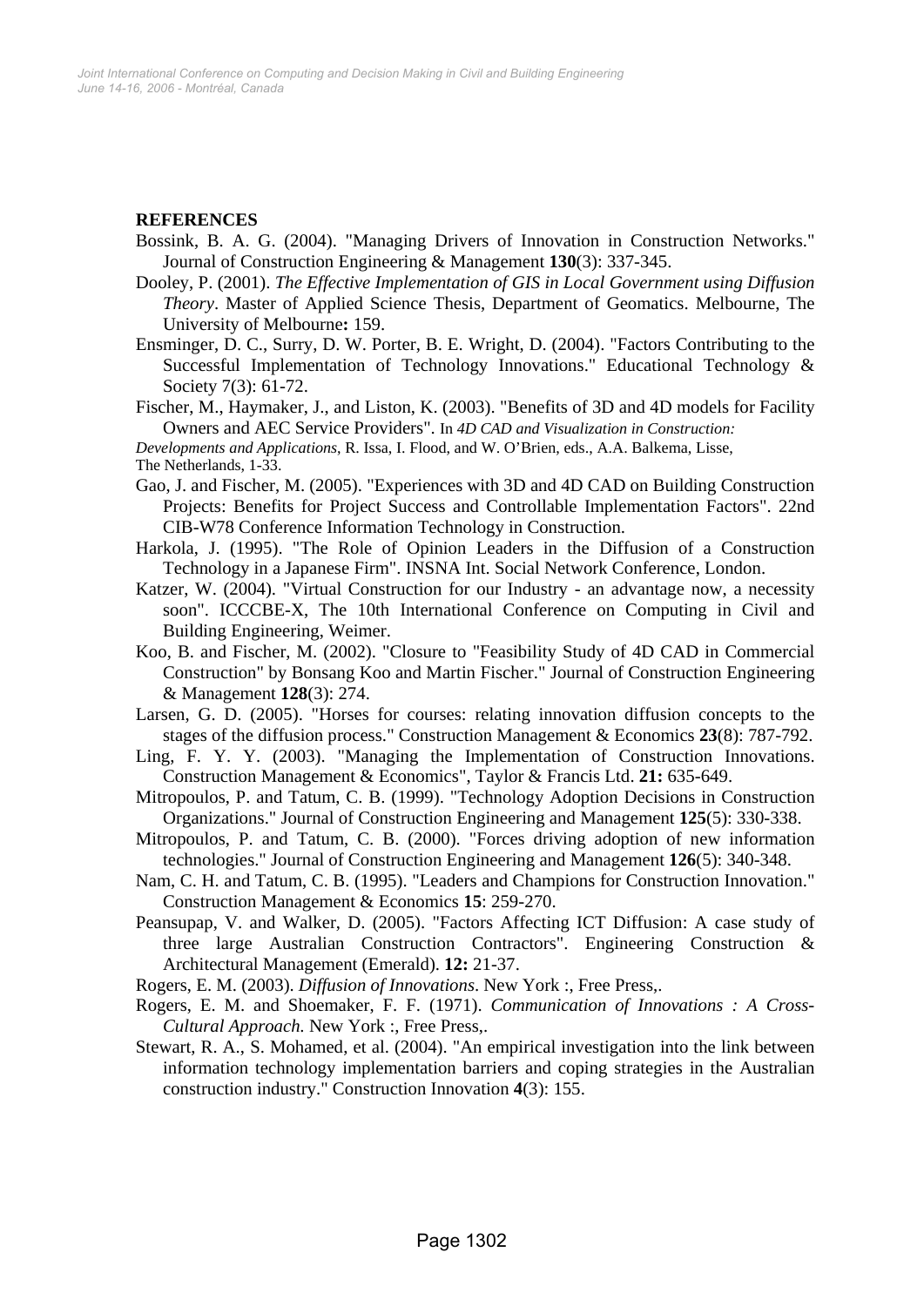**REFERENCES**

Bossink, B. A. G. (2004). "Managing Drivers of Innovation in Construction Networks." Journal of Construction Engineering & Management **130**(3): 337-345.

Dooley, P. (2001). *The Effective Implementation of GIS in Local Government using Diffusion Theory*. Master of Applied Science Thesis, Department of Geomatics. Melbourne, The University of Melbourne**:** 159.

Ensminger, D. C., Surry, D. W. Porter, B. E. Wright, D. (2004). "Factors Contributing to the Successful Implementation of Technology Innovations." Educational Technology & Society 7(3): 61-72.

Fischer, M., Haymaker, J., and Liston, K. (2003). "Benefits of 3D and 4D models for Facility Owners and AEC Service Providers". In *4D CAD and Visualization in Construction: Developments and Applications*, R. Issa, I. Flood, and W. O'Brien, eds., A.A. Balkema, Lisse, The Netherlands, 1-33.

Gao, J. and Fischer, M. (2005). "Experiences with 3D and 4D CAD on Building Construction Projects: Benefits for Project Success and Controllable Implementation Factors". 22nd CIB-W78 Conference Information Technology in Construction.

Harkola, J. (1995). "The Role of Opinion Leaders in the Diffusion of a Construction Technology in a Japanese Firm". INSNA Int. Social Network Conference, London.

Katzer, W. (2004). "Virtual Construction for our Industry - an advantage now, a necessity soon". ICCCBE-X, The 10th International Conference on Computing in Civil and Building Engineering, Weimer.

Koo, B. and Fischer, M. (2002). "Closure to "Feasibility Study of 4D CAD in Commercial Construction" by Bonsang Koo and Martin Fischer." Journal of Construction Engineering & Management **128**(3): 274.

Larsen, G. D. (2005). "Horses for courses: relating innovation diffusion concepts to the stages of the diffusion process." Construction Management & Economics **23**(8): 787-792.

Ling, F. Y. Y. (2003). "Managing the Implementation of Construction Innovations. Construction Management & Economics", Taylor & Francis Ltd. **21:** 635-649.

Mitropoulos, P. and Tatum, C. B. (1999). "Technology Adoption Decisions in Construction Organizations." Journal of Construction Engineering and Management **125**(5): 330-338.

Mitropoulos, P. and Tatum, C. B. (2000). "Forces driving adoption of new information technologies." Journal of Construction Engineering and Management **126**(5): 340-348.

Nam, C. H. and Tatum, C. B. (1995). "Leaders and Champions for Construction Innovation." Construction Management & Economics **15**: 259-270.

Peansupap, V. and Walker, D. (2005). "Factors Affecting ICT Diffusion: A case study of three large Australian Construction Contractors". Engineering Construction & Architectural Management (Emerald). **12:** 21-37.

Rogers, E. M. (2003). *Diffusion of Innovations*. New York :, Free Press,.

Rogers, E. M. and Shoemaker, F. F. (1971). *Communication of Innovations : A Cross-Cultural Approach.* New York :, Free Press,.

Stewart, R. A., S. Mohamed, et al. (2004). "An empirical investigation into the link between information technology implementation barriers and coping strategies in the Australian construction industry." Construction Innovation **4**(3): 155.